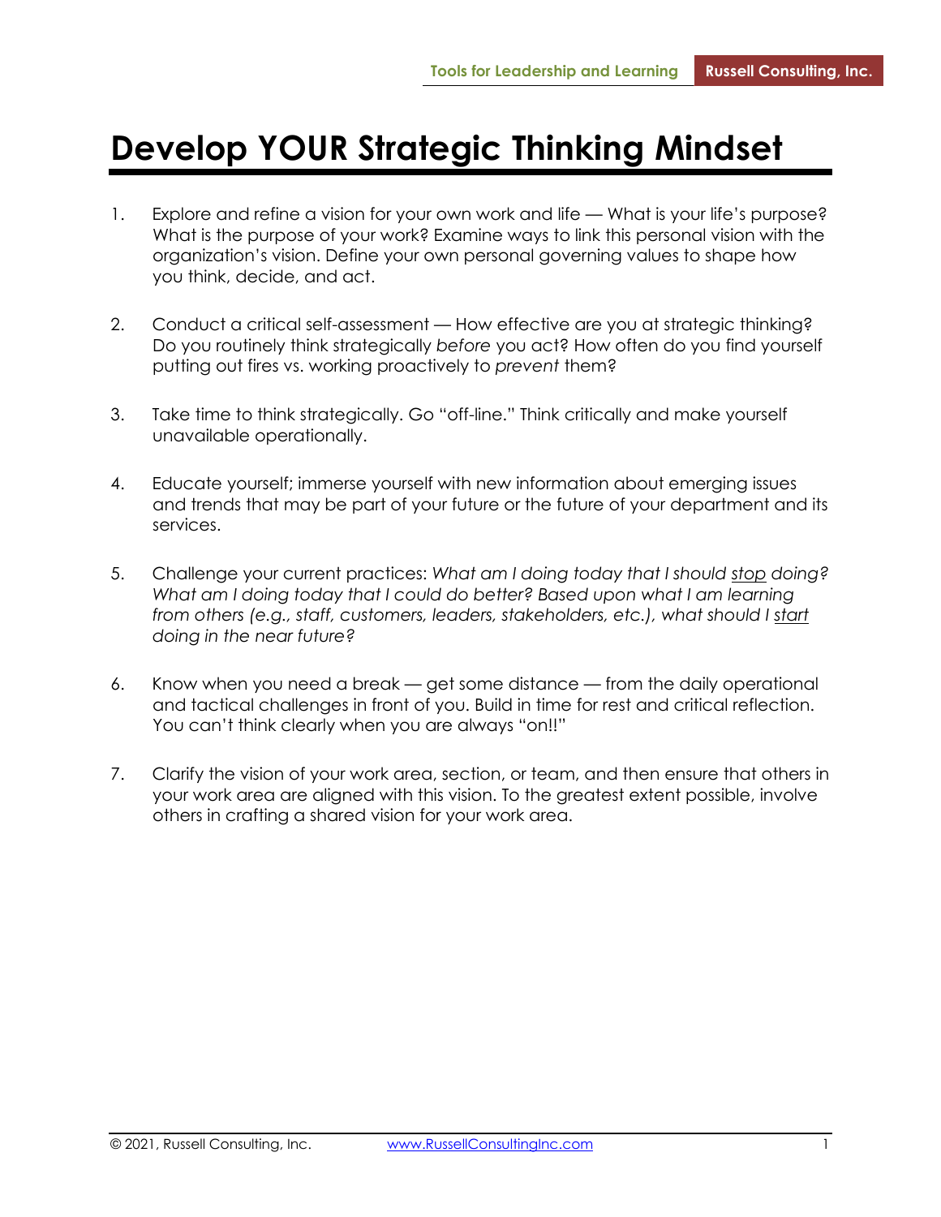# Develop YOUR Strategic Thinking Mindset

1. Explore and refine a vision for your own work and life — What is your life's purpose? What is the purpose of your work? Examine ways to link this personal vision with the organization's vision. Define your own personal governing values to shape how you think, decide, and act.

2. Conduct a critical self-assessment — How effective are you at strategic thinking? Do you routinely think strategically *before* you act? How often do you find yourself putting out fires vs. working proactively to *prevent* them?

3. Take time to think strategically. Go "off-line." Think critically and make yourself unavailable operationally.

4. Educate yourself; immerse yourself with new information about emerging issues and trends that may be part of your future or the future of your department and its services.

5. Challenge your current practices: *What am I doing today that I should stop doing? What am I doing today that I could do better? Based upon what I am learning from others (e.g., staff, customers, leaders, stakeholders, etc.), what should I start doing in the near future?*

6. Know when you need a break — get some distance — from the daily operational and tactical challenges in front of you. Build in time for rest and critical reflection. You can't think clearly when you are always "on!!"

7. Clarify the vision of your work area, section, or team, and then ensure that others in your work area are aligned with this vision. To the greatest extent possible, involve others in crafting a shared vision for your work area.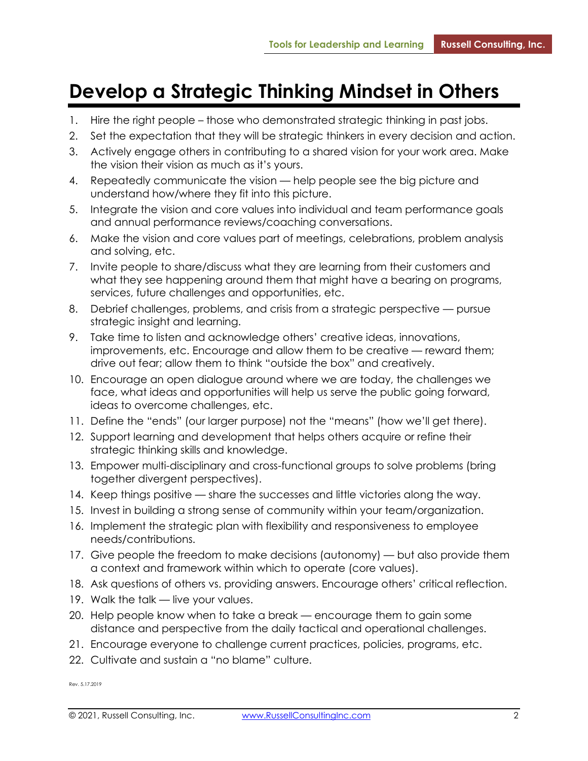# Develop a Strategic Thinking Mindset in Others

1. Hire the right people – those who demonstrated strategic thinking in past jobs.
2. Set the expectation that they will be strategic thinkers in every decision and action.
3. Actively engage others in contributing to a shared vision for your work area. Make the vision their vision as much as it's yours.
4. Repeatedly communicate the vision — help people see the big picture and understand how/where they fit into this picture.
5. Integrate the vision and core values into individual and team performance goals and annual performance reviews/coaching conversations.
6. Make the vision and core values part of meetings, celebrations, problem analysis and solving, etc.
7. Invite people to share/discuss what they are learning from their customers and what they see happening around them that might have a bearing on programs, services, future challenges and opportunities, etc.
8. Debrief challenges, problems, and crisis from a strategic perspective — pursue strategic insight and learning.
9. Take time to listen and acknowledge others' creative ideas, innovations, improvements, etc. Encourage and allow them to be creative — reward them; drive out fear; allow them to think "outside the box" and creatively.
10. Encourage an open dialogue around where we are today, the challenges we face, what ideas and opportunities will help us serve the public going forward, ideas to overcome challenges, etc.
11. Define the "ends" (our larger purpose) not the "means" (how we'll get there).
12. Support learning and development that helps others acquire or refine their strategic thinking skills and knowledge.
13. Empower multi-disciplinary and cross-functional groups to solve problems (bring together divergent perspectives).
14. Keep things positive — share the successes and little victories along the way.
15. Invest in building a strong sense of community within your team/organization.
16. Implement the strategic plan with flexibility and responsiveness to employee needs/contributions.
17. Give people the freedom to make decisions (autonomy) — but also provide them a context and framework within which to operate (core values).
18. Ask questions of others vs. providing answers. Encourage others' critical reflection.
19. Walk the talk — live your values.
20. Help people know when to take a break — encourage them to gain some distance and perspective from the daily tactical and operational challenges.
21. Encourage everyone to challenge current practices, policies, programs, etc.
22. Cultivate and sustain a "no blame" culture.

Rev. 5.17.2019